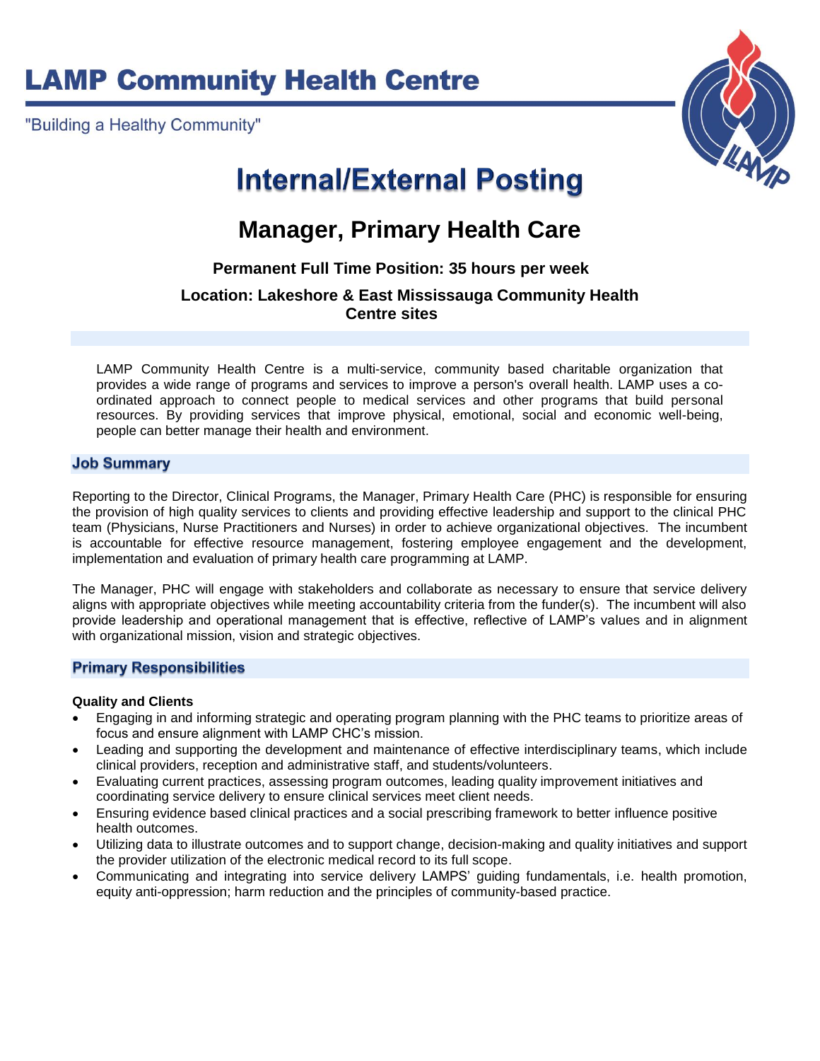# LAMP Community Health Centre

"Building a Healthy Community"

# Internal/External Posting

## Manager, Primary Health Care

**Permanent Full Time Position: 35 hours per week**

**Location: Lakeshore & East Mississauga Community Health Centre sites**

LAMP Community Health Centre is a multi-service, community based charitable organization that provides a wide range of programs and services to improve a person's overall health. LAMP uses a co-ordinated approach to connect people to medical services and other programs that build personal resources. By providing services that improve physical, emotional, social and economic well-being, people can better manage their health and environment.

### Job Summary

Reporting to the Director, Clinical Programs, the Manager, Primary Health Care (PHC) is responsible for ensuring the provision of high quality services to clients and providing effective leadership and support to the clinical PHC team (Physicians, Nurse Practitioners and Nurses) in order to achieve organizational objectives. The incumbent is accountable for effective resource management, fostering employee engagement and the development, implementation and evaluation of primary health care programming at LAMP.

The Manager, PHC will engage with stakeholders and collaborate as necessary to ensure that service delivery aligns with appropriate objectives while meeting accountability criteria from the funder(s). The incumbent will also provide leadership and operational management that is effective, reflective of LAMP's values and in alignment with organizational mission, vision and strategic objectives.

### Primary Responsibilities

**Quality and Clients**

- Engaging in and informing strategic and operating program planning with the PHC teams to prioritize areas of focus and ensure alignment with LAMP CHC's mission.
- Leading and supporting the development and maintenance of effective interdisciplinary teams, which include clinical providers, reception and administrative staff, and students/volunteers.
- Evaluating current practices, assessing program outcomes, leading quality improvement initiatives and coordinating service delivery to ensure clinical services meet client needs.
- Ensuring evidence based clinical practices and a social prescribing framework to better influence positive health outcomes.
- Utilizing data to illustrate outcomes and to support change, decision-making and quality initiatives and support the provider utilization of the electronic medical record to its full scope.
- Communicating and integrating into service delivery LAMPS' guiding fundamentals, i.e. health promotion, equity anti-oppression; harm reduction and the principles of community-based practice.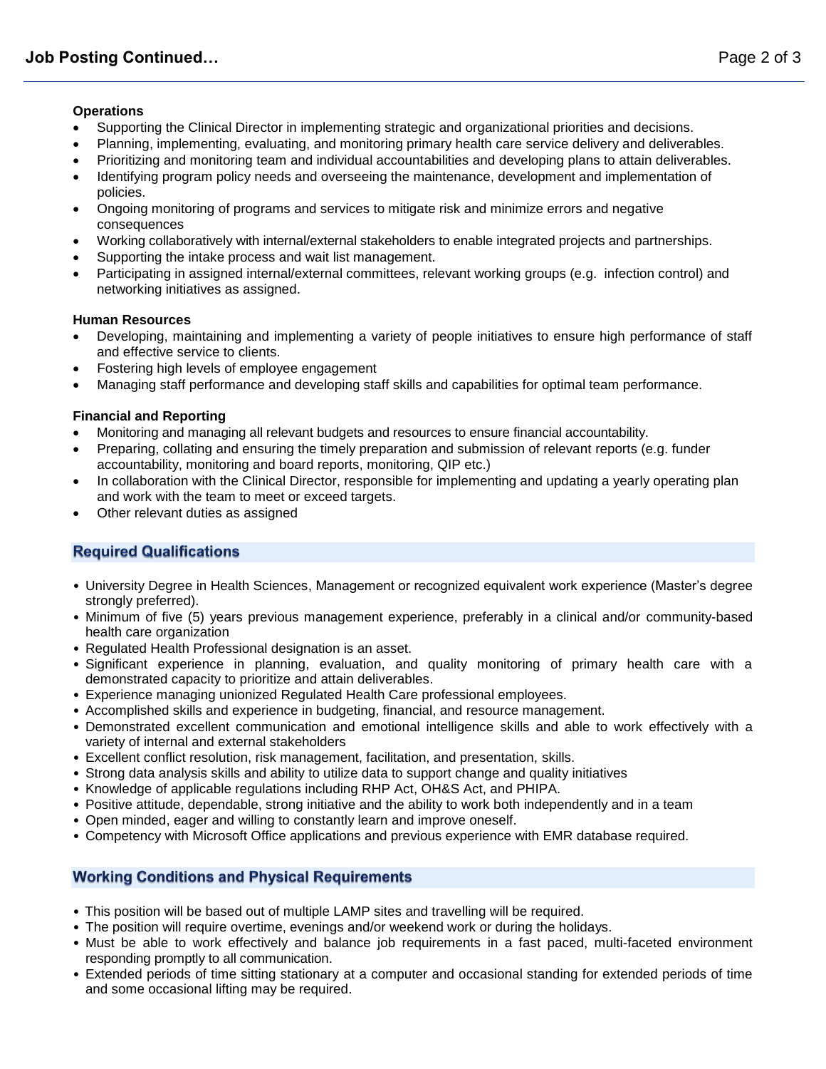**Operations**

- Supporting the Clinical Director in implementing strategic and organizational priorities and decisions.
- Planning, implementing, evaluating, and monitoring primary health care service delivery and deliverables.
- Prioritizing and monitoring team and individual accountabilities and developing plans to attain deliverables.
- Identifying program policy needs and overseeing the maintenance, development and implementation of policies.
- Ongoing monitoring of programs and services to mitigate risk and minimize errors and negative consequences
- Working collaboratively with internal/external stakeholders to enable integrated projects and partnerships.
- Supporting the intake process and wait list management.
- Participating in assigned internal/external committees, relevant working groups (e.g. infection control) and networking initiatives as assigned.

**Human Resources**

- Developing, maintaining and implementing a variety of people initiatives to ensure high performance of staff and effective service to clients.
- Fostering high levels of employee engagement
- Managing staff performance and developing staff skills and capabilities for optimal team performance.

**Financial and Reporting**

- Monitoring and managing all relevant budgets and resources to ensure financial accountability.
- Preparing, collating and ensuring the timely preparation and submission of relevant reports (e.g. funder accountability, monitoring and board reports, monitoring, QIP etc.)
- In collaboration with the Clinical Director, responsible for implementing and updating a yearly operating plan and work with the team to meet or exceed targets.
- Other relevant duties as assigned

## Required Qualifications

- University Degree in Health Sciences, Management or recognized equivalent work experience (Master's degree strongly preferred).
- Minimum of five (5) years previous management experience, preferably in a clinical and/or community-based health care organization
- Regulated Health Professional designation is an asset.
- Significant experience in planning, evaluation, and quality monitoring of primary health care with a demonstrated capacity to prioritize and attain deliverables.
- Experience managing unionized Regulated Health Care professional employees.
- Accomplished skills and experience in budgeting, financial, and resource management.
- Demonstrated excellent communication and emotional intelligence skills and able to work effectively with a variety of internal and external stakeholders
- Excellent conflict resolution, risk management, facilitation, and presentation, skills.
- Strong data analysis skills and ability to utilize data to support change and quality initiatives
- Knowledge of applicable regulations including RHP Act, OH&S Act, and PHIPA.
- Positive attitude, dependable, strong initiative and the ability to work both independently and in a team
- Open minded, eager and willing to constantly learn and improve oneself.
- Competency with Microsoft Office applications and previous experience with EMR database required.

## Working Conditions and Physical Requirements

- This position will be based out of multiple LAMP sites and travelling will be required.
- The position will require overtime, evenings and/or weekend work or during the holidays.
- Must be able to work effectively and balance job requirements in a fast paced, multi-faceted environment responding promptly to all communication.
- Extended periods of time sitting stationary at a computer and occasional standing for extended periods of time and some occasional lifting may be required.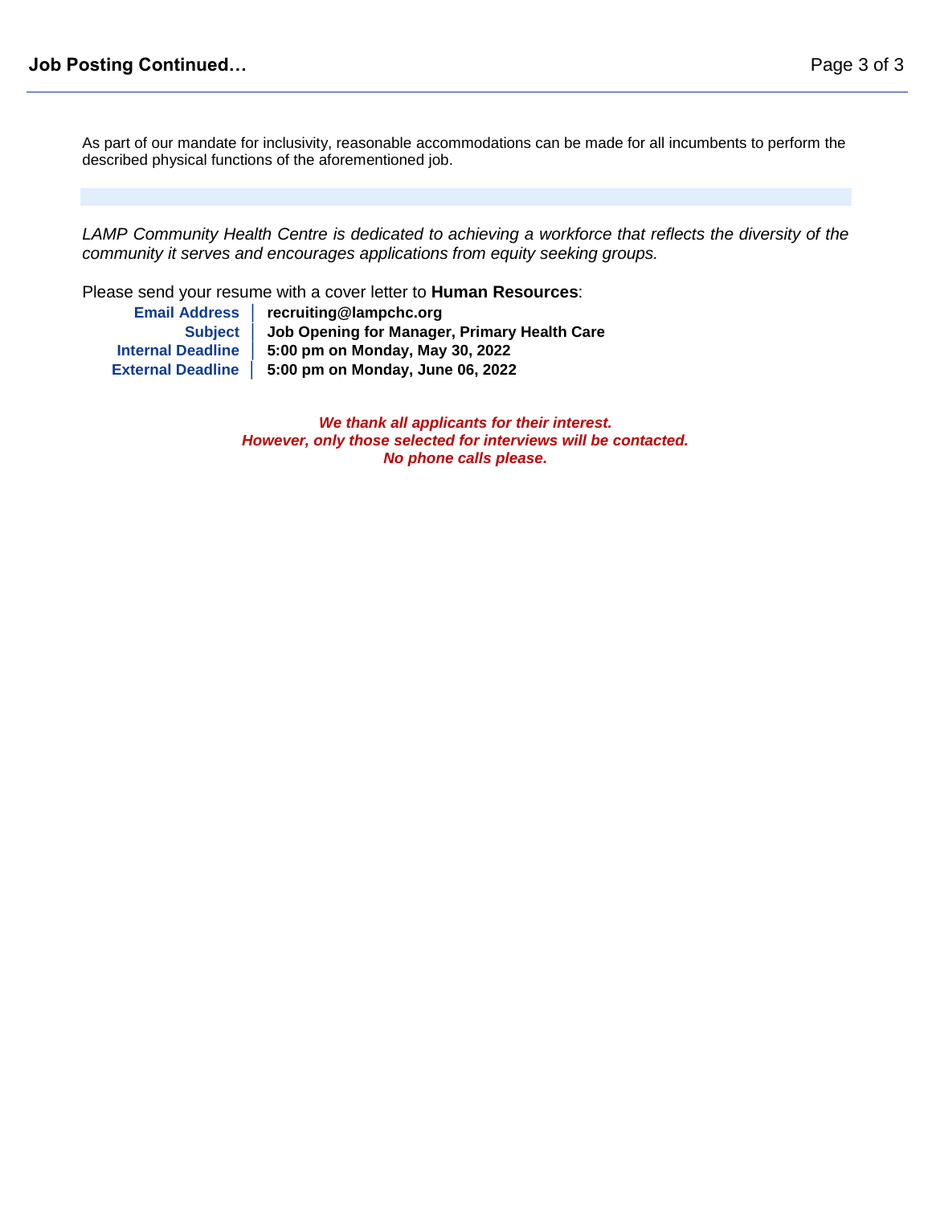As part of our mandate for inclusivity, reasonable accommodations can be made for all incumbents to perform the described physical functions of the aforementioned job.

*LAMP Community Health Centre is dedicated to achieving a workforce that reflects the diversity of the community it serves and encourages applications from equity seeking groups.*

Please send your resume with a cover letter to **Human Resources**:

| | |
|---|---|
| **Email Address** | **recruiting@lampchc.org** |
| **Subject** | **Job Opening for Manager, Primary Health Care** |
| **Internal Deadline** | **5:00 pm on Monday, May 30, 2022** |
| **External Deadline** | **5:00 pm on Monday, June 06, 2022** |

***We thank all applicants for their interest.***
***However, only those selected for interviews will be contacted.***
***No phone calls please.***